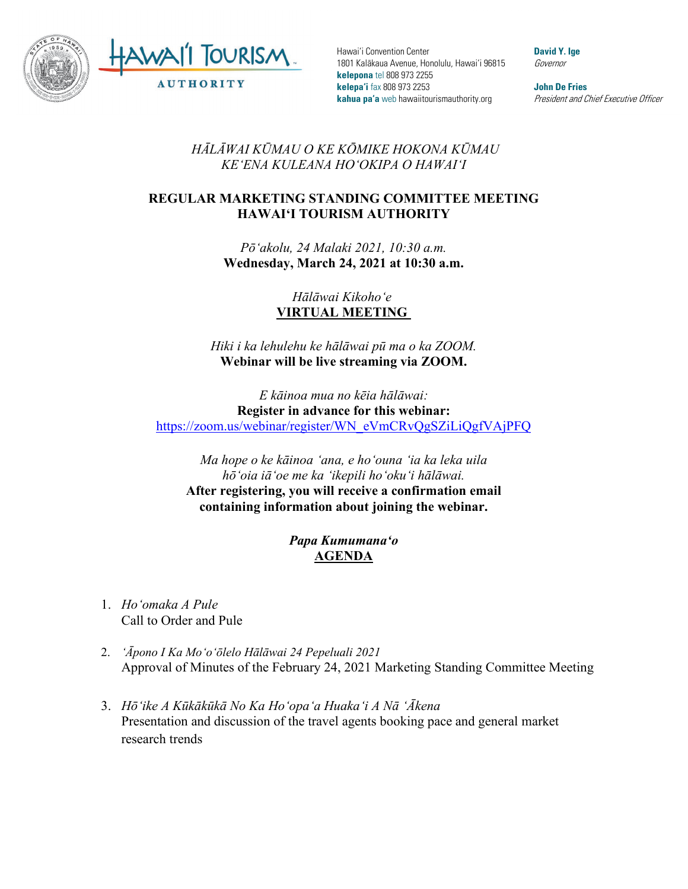Hawai'i Convention Center
1801 Kalākaua Avenue, Honolulu, Hawai'i 96815
**kelepona** tel 808 973 2255
**kelepa'i** fax 808 973 2253
**kahua pa'a** web hawaiitourismauthority.org

**David Y. Ige**
*Governor*

**John De Fries**
*President and Chief Executive Officer*

*HĀLĀWAI KŪMAU O KE KŌMIKE HOKONA KŪMAU*
*KE'ENA KULEANA HO'OKIPA O HAWAI'I*

**REGULAR MARKETING STANDING COMMITTEE MEETING**
**HAWAI'I TOURISM AUTHORITY**

*Pō'akolu, 24 Malaki 2021, 10:30 a.m.*
**Wednesday, March 24, 2021 at 10:30 a.m.**

*Hālāwai Kikoho'e*
**VIRTUAL MEETING**

*Hiki i ka lehulehu ke hālāwai pū ma o ka ZOOM.*
**Webinar will be live streaming via ZOOM.**

*E kāinoa mua no kēia hālāwai:*
**Register in advance for this webinar:**
https://zoom.us/webinar/register/WN_eVmCRvQgSZiLiQgfVAjPFQ

*Ma hope o ke kāinoa 'ana, e ho'ouna 'ia ka leka uila hō'oia iā'oe me ka 'ikepili ho'oku'i hālāwai.*
**After registering, you will receive a confirmation email containing information about joining the webinar.**

***Papa Kumumana'o***
**AGENDA**

1. *Ho'omaka A Pule*
   Call to Order and Pule

2. *'Āpono I Ka Mo'o'ōlelo Hālāwai 24 Pepeluali 2021*
   Approval of Minutes of the February 24, 2021 Marketing Standing Committee Meeting

3. *Hō'ike A Kūkākūkā No Ka Ho'opa'a Huaka'i A Nā 'Ākena*
   Presentation and discussion of the travel agents booking pace and general market research trends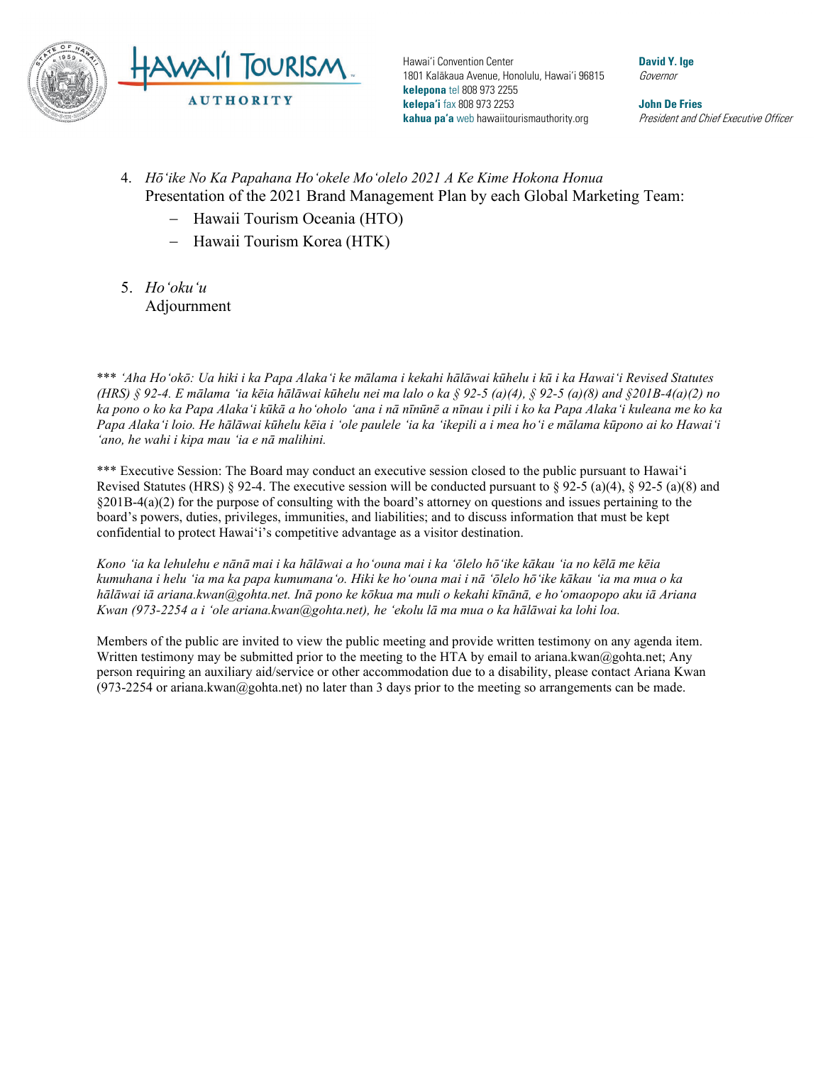4. *Hōʻike No Ka Papahana Hoʻokele Moʻolelo 2021 A Ke Kime Hokona Honua*
   Presentation of the 2021 Brand Management Plan by each Global Marketing Team:
   - Hawaii Tourism Oceania (HTO)
   - Hawaii Tourism Korea (HTK)

5. *Hoʻokuʻu*
   Adjournment

*\*\*\* ʻAha Hoʻokō: Ua hiki i ka Papa Alakaʻi ke mālama i kekahi hālāwai kūhelu i kū i ka Hawaiʻi Revised Statutes (HRS) § 92-4. E mālama ʻia kēia hālāwai kūhelu nei ma lalo o ka § 92-5 (a)(4), § 92-5 (a)(8) and §201B-4(a)(2) no ka pono o ko ka Papa Alakaʻi kūkā a hoʻoholo ʻana i nā nīnūnē a nīnau i pili i ko ka Papa Alakaʻi kuleana me ko ka Papa Alakaʻi loio. He hālāwai kūhelu kēia i ʻole paulele ʻia ka ʻikepili a i mea hoʻi e mālama kūpono ai ko Hawaiʻi ʻano, he wahi i kipa mau ʻia e nā malihini.*

\*\*\* Executive Session: The Board may conduct an executive session closed to the public pursuant to Hawaiʻi Revised Statutes (HRS) § 92-4. The executive session will be conducted pursuant to § 92-5 (a)(4), § 92-5 (a)(8) and §201B-4(a)(2) for the purpose of consulting with the board's attorney on questions and issues pertaining to the board's powers, duties, privileges, immunities, and liabilities; and to discuss information that must be kept confidential to protect Hawaiʻi's competitive advantage as a visitor destination.

*Kono ʻia ka lehulehu e nānā mai i ka hālāwai a hoʻouna mai i ka ʻōlelo hōʻike kākau ʻia no kēlā me kēia kumuhana i helu ʻia ma ka papa kumumanaʻo. Hiki ke hoʻouna mai i nā ʻōlelo hōʻike kākau ʻia ma mua o ka hālāwai iā ariana.kwan@gohta.net. Inā pono ke kōkua ma muli o kekahi kīnānā, e hoʻomaopopo aku iā Ariana Kwan (973-2254 a i ʻole ariana.kwan@gohta.net), he ʻekolu lā ma mua o ka hālāwai ka lohi loa.*

Members of the public are invited to view the public meeting and provide written testimony on any agenda item. Written testimony may be submitted prior to the meeting to the HTA by email to ariana.kwan@gohta.net; Any person requiring an auxiliary aid/service or other accommodation due to a disability, please contact Ariana Kwan (973-2254 or ariana.kwan@gohta.net) no later than 3 days prior to the meeting so arrangements can be made.